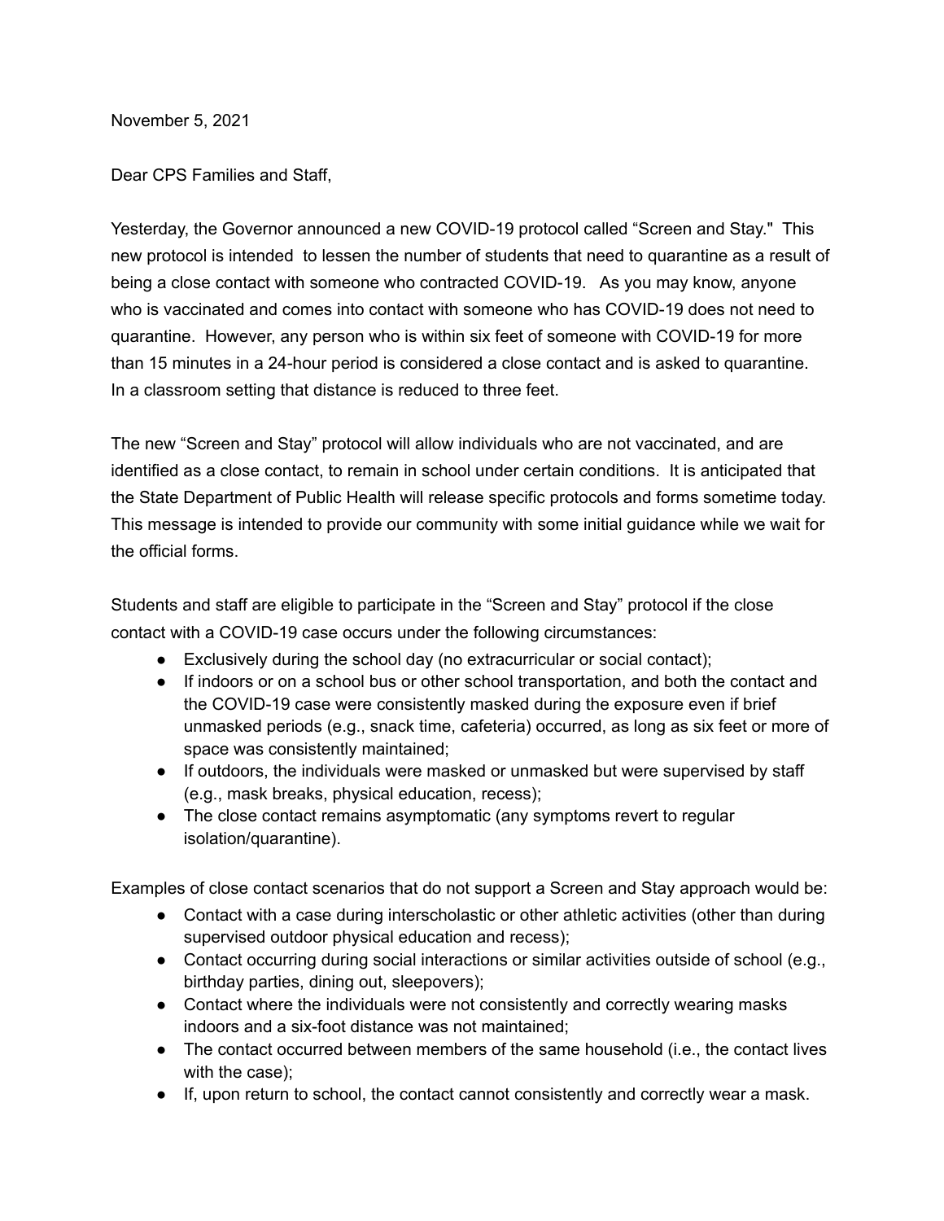November 5, 2021

Dear CPS Families and Staff,

Yesterday, the Governor announced a new COVID-19 protocol called "Screen and Stay." This new protocol is intended to lessen the number of students that need to quarantine as a result of being a close contact with someone who contracted COVID-19. As you may know, anyone who is vaccinated and comes into contact with someone who has COVID-19 does not need to quarantine. However, any person who is within six feet of someone with COVID-19 for more than 15 minutes in a 24-hour period is considered a close contact and is asked to quarantine. In a classroom setting that distance is reduced to three feet.

The new "Screen and Stay" protocol will allow individuals who are not vaccinated, and are identified as a close contact, to remain in school under certain conditions. It is anticipated that the State Department of Public Health will release specific protocols and forms sometime today. This message is intended to provide our community with some initial guidance while we wait for the official forms.

Students and staff are eligible to participate in the "Screen and Stay" protocol if the close contact with a COVID-19 case occurs under the following circumstances:

- Exclusively during the school day (no extracurricular or social contact);
- If indoors or on a school bus or other school transportation, and both the contact and the COVID-19 case were consistently masked during the exposure even if brief unmasked periods (e.g., snack time, cafeteria) occurred, as long as six feet or more of space was consistently maintained;
- If outdoors, the individuals were masked or unmasked but were supervised by staff (e.g., mask breaks, physical education, recess);
- The close contact remains asymptomatic (any symptoms revert to regular isolation/quarantine).

Examples of close contact scenarios that do not support a Screen and Stay approach would be:

- Contact with a case during interscholastic or other athletic activities (other than during supervised outdoor physical education and recess);
- Contact occurring during social interactions or similar activities outside of school (e.g., birthday parties, dining out, sleepovers);
- Contact where the individuals were not consistently and correctly wearing masks indoors and a six-foot distance was not maintained;
- The contact occurred between members of the same household (i.e., the contact lives with the case);
- If, upon return to school, the contact cannot consistently and correctly wear a mask.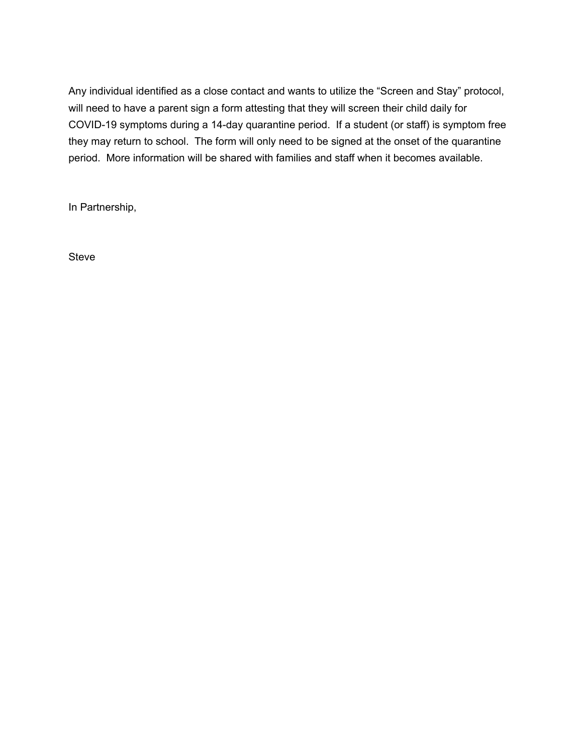Any individual identified as a close contact and wants to utilize the "Screen and Stay" protocol, will need to have a parent sign a form attesting that they will screen their child daily for COVID-19 symptoms during a 14-day quarantine period. If a student (or staff) is symptom free they may return to school. The form will only need to be signed at the onset of the quarantine period. More information will be shared with families and staff when it becomes available.

In Partnership,

Steve